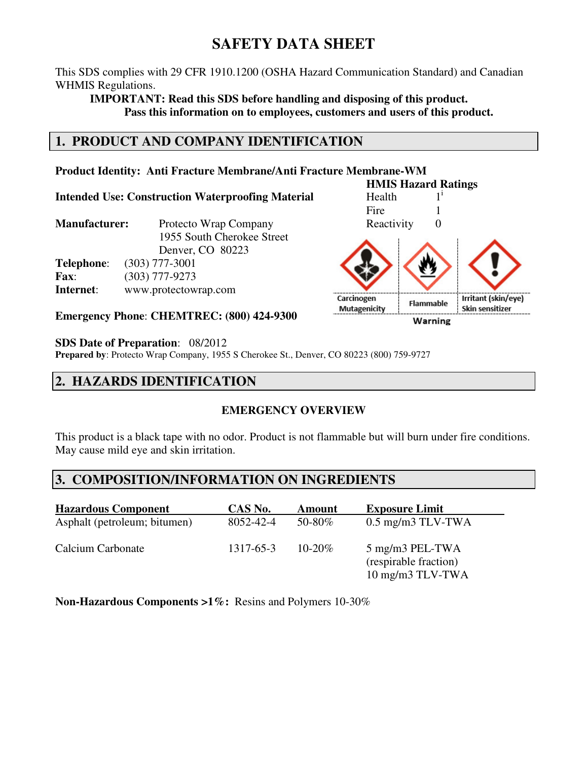# SAFETY DATA SHEET

This SDS complies with 29 CFR 1910.1200 (OSHA Hazard Communication Standard) and Canadian WHMIS Regulations.

**IMPORTANT: Read this SDS before handling and disposing of this product.**
**Pass this information on to employees, customers and users of this product.**

## 1. PRODUCT AND COMPANY IDENTIFICATION

**Product Identity: Anti Fracture Membrane/Anti Fracture Membrane-WM**

**Intended Use: Construction Waterproofing Material**

**HMIS Hazard Ratings**

| | |
|---|---|
| Health | 1[i] |
| Fire | 1 |
| Reactivity | 0 |

Carcinogen Mutagenicity | Flammable | Irritant (skin/eye) Skin sensitizer

Warning

**Manufacturer:** Protecto Wrap Company
1955 South Cherokee Street
Denver, CO 80223

**Telephone**: (303) 777-3001
**Fax**: (303) 777-9273
**Internet**: www.protectowrap.com

**Emergency Phone**: **CHEMTREC: (800) 424-9300**

**SDS Date of Preparation**: 08/2012
**Prepared by**: Protecto Wrap Company, 1955 S Cherokee St., Denver, CO 80223 (800) 759-9727

## 2. HAZARDS IDENTIFICATION

**EMERGENCY OVERVIEW**

This product is a black tape with no odor. Product is not flammable but will burn under fire conditions. May cause mild eye and skin irritation.

## 3. COMPOSITION/INFORMATION ON INGREDIENTS

| Hazardous Component | CAS No. | Amount | Exposure Limit |
|---|---|---|---|
| Asphalt (petroleum; bitumen) | 8052-42-4 | 50-80% | 0.5 mg/m3 TLV-TWA |
| Calcium Carbonate | 1317-65-3 | 10-20% | 5 mg/m3 PEL-TWA (respirable fraction) 10 mg/m3 TLV-TWA |

**Non-Hazardous Components >1%:** Resins and Polymers 10-30%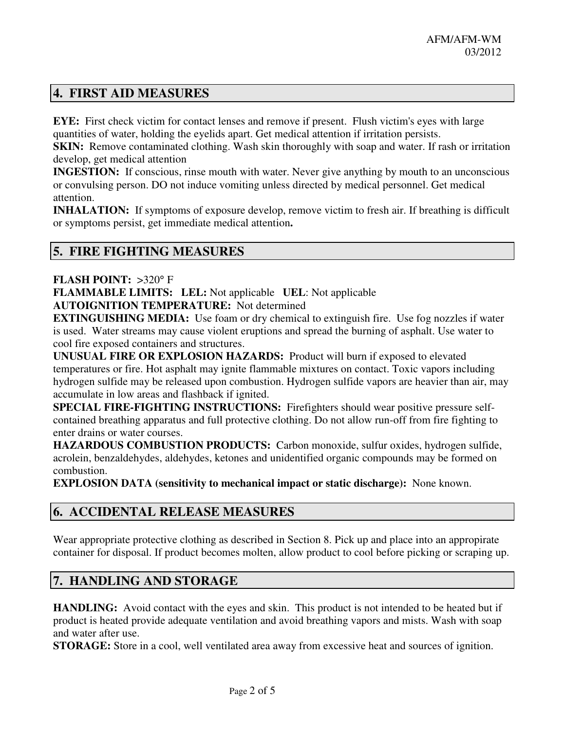## 4. FIRST AID MEASURES

**EYE:** First check victim for contact lenses and remove if present. Flush victim's eyes with large quantities of water, holding the eyelids apart. Get medical attention if irritation persists.
**SKIN:** Remove contaminated clothing. Wash skin thoroughly with soap and water. If rash or irritation develop, get medical attention
**INGESTION:** If conscious, rinse mouth with water. Never give anything by mouth to an unconscious or convulsing person. DO not induce vomiting unless directed by medical personnel. Get medical attention.
**INHALATION:** If symptoms of exposure develop, remove victim to fresh air. If breathing is difficult or symptoms persist, get immediate medical attention**.**

## 5. FIRE FIGHTING MEASURES

**FLASH POINT:** >320° F
**FLAMMABLE LIMITS: LEL:** Not applicable **UEL**: Not applicable
**AUTOIGNITION TEMPERATURE:** Not determined
**EXTINGUISHING MEDIA:** Use foam or dry chemical to extinguish fire. Use fog nozzles if water is used. Water streams may cause violent eruptions and spread the burning of asphalt. Use water to cool fire exposed containers and structures.
**UNUSUAL FIRE OR EXPLOSION HAZARDS:** Product will burn if exposed to elevated temperatures or fire. Hot asphalt may ignite flammable mixtures on contact. Toxic vapors including hydrogen sulfide may be released upon combustion. Hydrogen sulfide vapors are heavier than air, may accumulate in low areas and flashback if ignited.
**SPECIAL FIRE-FIGHTING INSTRUCTIONS:** Firefighters should wear positive pressure self-contained breathing apparatus and full protective clothing. Do not allow run-off from fire fighting to enter drains or water courses.
**HAZARDOUS COMBUSTION PRODUCTS:** Carbon monoxide, sulfur oxides, hydrogen sulfide, acrolein, benzaldehydes, aldehydes, ketones and unidentified organic compounds may be formed on combustion.
**EXPLOSION DATA (sensitivity to mechanical impact or static discharge):** None known.

## 6. ACCIDENTAL RELEASE MEASURES

Wear appropriate protective clothing as described in Section 8. Pick up and place into an appropirate container for disposal. If product becomes molten, allow product to cool before picking or scraping up.

## 7. HANDLING AND STORAGE

**HANDLING:** Avoid contact with the eyes and skin. This product is not intended to be heated but if product is heated provide adequate ventilation and avoid breathing vapors and mists. Wash with soap and water after use.
**STORAGE:** Store in a cool, well ventilated area away from excessive heat and sources of ignition.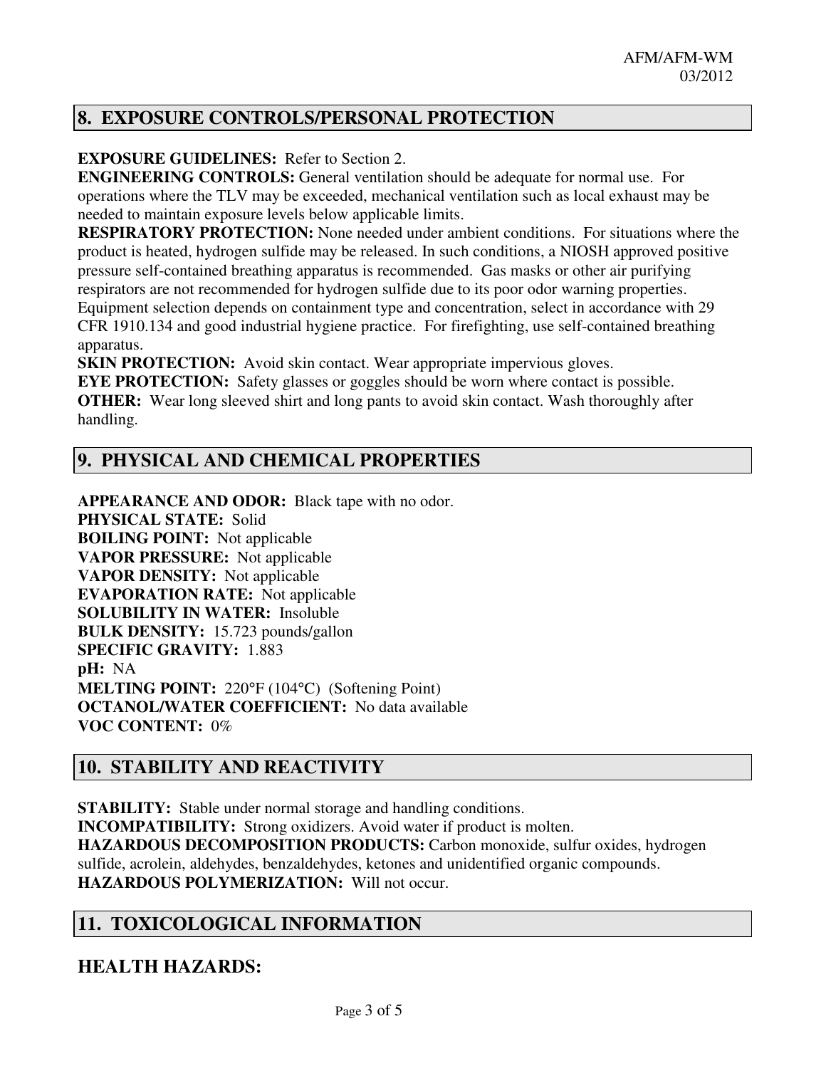## 8. EXPOSURE CONTROLS/PERSONAL PROTECTION

**EXPOSURE GUIDELINES:** Refer to Section 2.

**ENGINEERING CONTROLS:** General ventilation should be adequate for normal use. For operations where the TLV may be exceeded, mechanical ventilation such as local exhaust may be needed to maintain exposure levels below applicable limits.

**RESPIRATORY PROTECTION:** None needed under ambient conditions. For situations where the product is heated, hydrogen sulfide may be released. In such conditions, a NIOSH approved positive pressure self-contained breathing apparatus is recommended. Gas masks or other air purifying respirators are not recommended for hydrogen sulfide due to its poor odor warning properties. Equipment selection depends on containment type and concentration, select in accordance with 29 CFR 1910.134 and good industrial hygiene practice. For firefighting, use self-contained breathing apparatus.

**SKIN PROTECTION:** Avoid skin contact. Wear appropriate impervious gloves.

**EYE PROTECTION:** Safety glasses or goggles should be worn where contact is possible.

**OTHER:** Wear long sleeved shirt and long pants to avoid skin contact. Wash thoroughly after handling.

## 9. PHYSICAL AND CHEMICAL PROPERTIES

**APPEARANCE AND ODOR:** Black tape with no odor.
**PHYSICAL STATE:** Solid
**BOILING POINT:** Not applicable
**VAPOR PRESSURE:** Not applicable
**VAPOR DENSITY:** Not applicable
**EVAPORATION RATE:** Not applicable
**SOLUBILITY IN WATER:** Insoluble
**BULK DENSITY:** 15.723 pounds/gallon
**SPECIFIC GRAVITY:** 1.883
**pH:** NA
**MELTING POINT:** 220°F (104°C) (Softening Point)
**OCTANOL/WATER COEFFICIENT:** No data available
**VOC CONTENT:** 0%

## 10. STABILITY AND REACTIVITY

**STABILITY:** Stable under normal storage and handling conditions.
**INCOMPATIBILITY:** Strong oxidizers. Avoid water if product is molten.
**HAZARDOUS DECOMPOSITION PRODUCTS:** Carbon monoxide, sulfur oxides, hydrogen sulfide, acrolein, aldehydes, benzaldehydes, ketones and unidentified organic compounds.
**HAZARDOUS POLYMERIZATION:** Will not occur.

## 11. TOXICOLOGICAL INFORMATION

### HEALTH HAZARDS: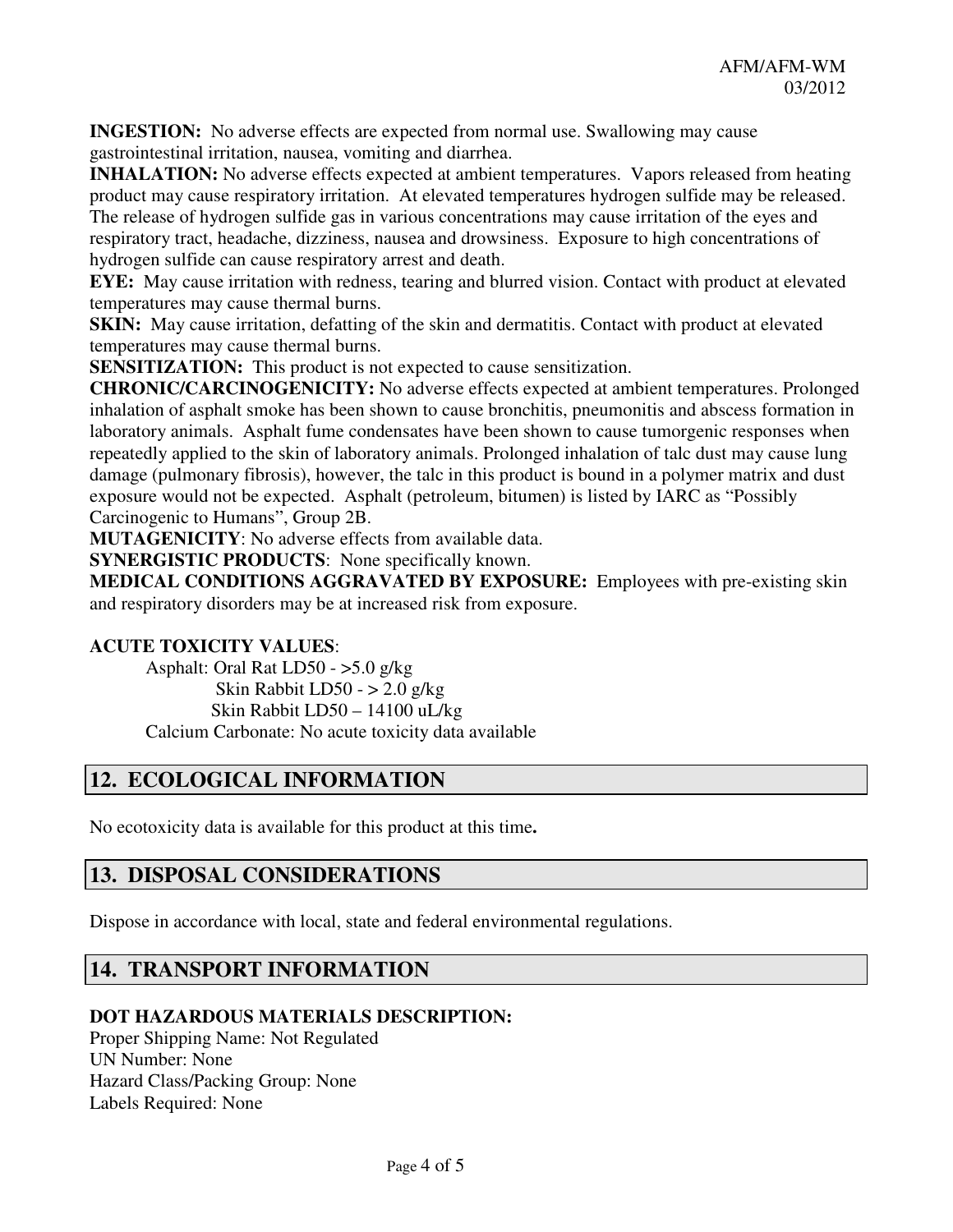**INGESTION:** No adverse effects are expected from normal use. Swallowing may cause gastrointestinal irritation, nausea, vomiting and diarrhea.

**INHALATION:** No adverse effects expected at ambient temperatures. Vapors released from heating product may cause respiratory irritation. At elevated temperatures hydrogen sulfide may be released. The release of hydrogen sulfide gas in various concentrations may cause irritation of the eyes and respiratory tract, headache, dizziness, nausea and drowsiness. Exposure to high concentrations of hydrogen sulfide can cause respiratory arrest and death.

**EYE:** May cause irritation with redness, tearing and blurred vision. Contact with product at elevated temperatures may cause thermal burns.

**SKIN:** May cause irritation, defatting of the skin and dermatitis. Contact with product at elevated temperatures may cause thermal burns.

**SENSITIZATION:** This product is not expected to cause sensitization.

**CHRONIC/CARCINOGENICITY:** No adverse effects expected at ambient temperatures. Prolonged inhalation of asphalt smoke has been shown to cause bronchitis, pneumonitis and abscess formation in laboratory animals. Asphalt fume condensates have been shown to cause tumorgenic responses when repeatedly applied to the skin of laboratory animals. Prolonged inhalation of talc dust may cause lung damage (pulmonary fibrosis), however, the talc in this product is bound in a polymer matrix and dust exposure would not be expected. Asphalt (petroleum, bitumen) is listed by IARC as "Possibly Carcinogenic to Humans", Group 2B.

**MUTAGENICITY**: No adverse effects from available data.

**SYNERGISTIC PRODUCTS**: None specifically known.

**MEDICAL CONDITIONS AGGRAVATED BY EXPOSURE:** Employees with pre-existing skin and respiratory disorders may be at increased risk from exposure.

**ACUTE TOXICITY VALUES**:

Asphalt: Oral Rat LD50 - >5.0 g/kg
Skin Rabbit LD50 - > 2.0 g/kg
Skin Rabbit LD50 – 14100 uL/kg
Calcium Carbonate: No acute toxicity data available

## 12. ECOLOGICAL INFORMATION

No ecotoxicity data is available for this product at this time**.**

## 13. DISPOSAL CONSIDERATIONS

Dispose in accordance with local, state and federal environmental regulations.

## 14. TRANSPORT INFORMATION

**DOT HAZARDOUS MATERIALS DESCRIPTION:**

Proper Shipping Name: Not Regulated
UN Number: None
Hazard Class/Packing Group: None
Labels Required: None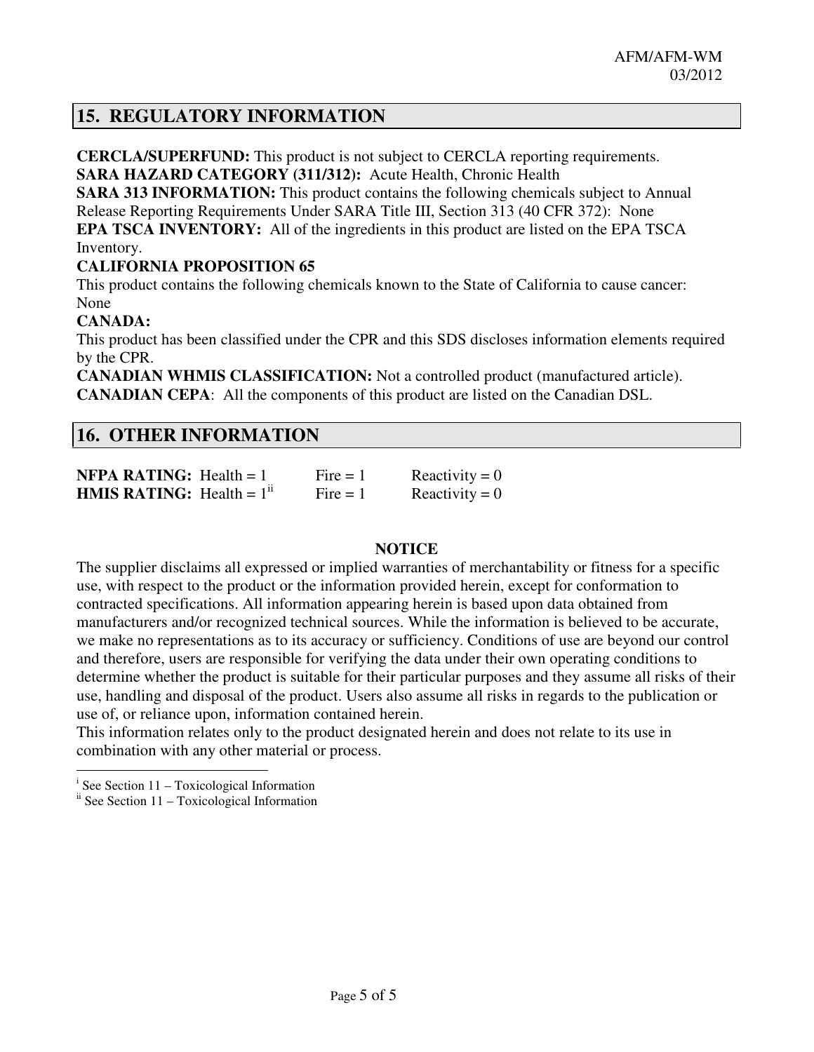## 15. REGULATORY INFORMATION

**CERCLA/SUPERFUND:** This product is not subject to CERCLA reporting requirements.
**SARA HAZARD CATEGORY (311/312):** Acute Health, Chronic Health
**SARA 313 INFORMATION:** This product contains the following chemicals subject to Annual Release Reporting Requirements Under SARA Title III, Section 313 (40 CFR 372): None
**EPA TSCA INVENTORY:** All of the ingredients in this product are listed on the EPA TSCA Inventory.
**CALIFORNIA PROPOSITION 65**
This product contains the following chemicals known to the State of California to cause cancer: None
**CANADA:**
This product has been classified under the CPR and this SDS discloses information elements required by the CPR.
**CANADIAN WHMIS CLASSIFICATION:** Not a controlled product (manufactured article).
**CANADIAN CEPA**: All the components of this product are listed on the Canadian DSL.

## 16. OTHER INFORMATION

| | | | |
|---|---|---|---|
| **NFPA RATING:** | Health = 1 | Fire = 1 | Reactivity = 0 |
| **HMIS RATING:** | Health = 1[ii] | Fire = 1 | Reactivity = 0 |

**NOTICE**

The supplier disclaims all expressed or implied warranties of merchantability or fitness for a specific use, with respect to the product or the information provided herein, except for conformation to contracted specifications. All information appearing herein is based upon data obtained from manufacturers and/or recognized technical sources. While the information is believed to be accurate, we make no representations as to its accuracy or sufficiency. Conditions of use are beyond our control and therefore, users are responsible for verifying the data under their own operating conditions to determine whether the product is suitable for their particular purposes and they assume all risks of their use, handling and disposal of the product. Users also assume all risks in regards to the publication or use of, or reliance upon, information contained herein.
This information relates only to the product designated herein and does not relate to its use in combination with any other material or process.

[i] See Section 11 – Toxicological Information
[ii] See Section 11 – Toxicological Information